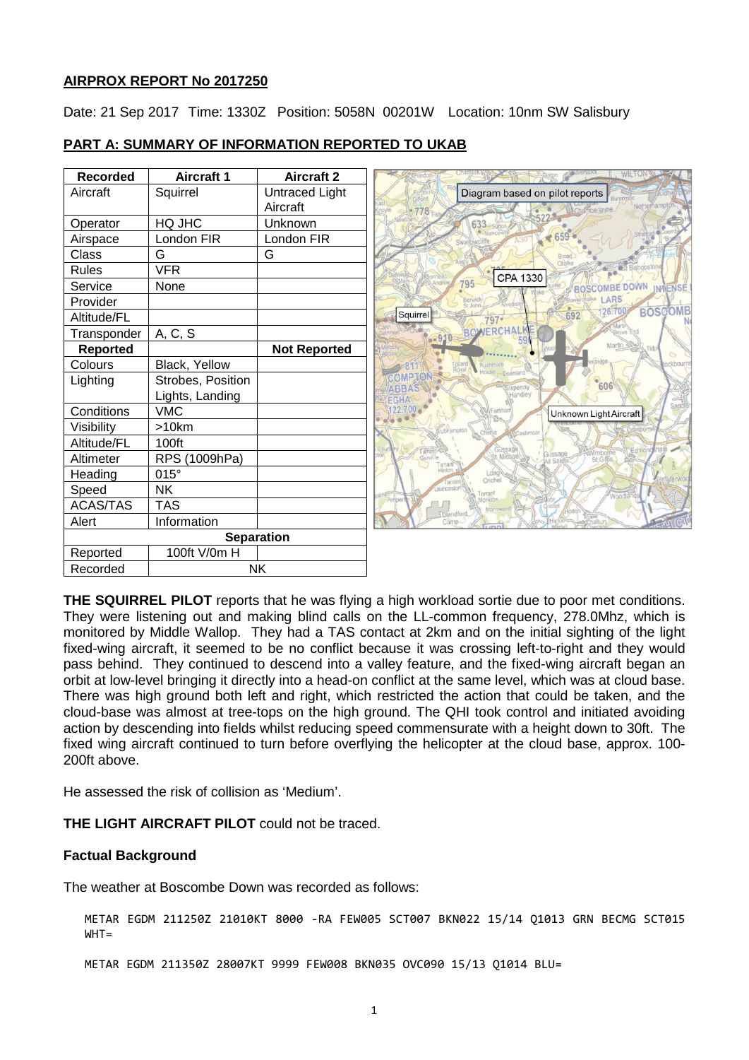## AIRPROX REPORT No 2017250

Date: 21 Sep 2017 Time: 1330Z Position: 5058N 00201W Location: 10nm SW Salisbury

## PART A: SUMMARY OF INFORMATION REPORTED TO UKAB

| Recorded | Aircraft 1 | Aircraft 2 |
|---|---|---|
| Aircraft | Squirrel | Untraced Light Aircraft |
| Operator | HQ JHC | Unknown |
| Airspace | London FIR | London FIR |
| Class | G | G |
| Rules | VFR | |
| Service | None | |
| Provider | | |
| Altitude/FL | | |
| Transponder | A, C, S | |
| **Reported** | | **Not Reported** |
| Colours | Black, Yellow | |
| Lighting | Strobes, Position Lights, Landing | |
| Conditions | VMC | |
| Visibility | >10km | |
| Altitude/FL | 100ft | |
| Altimeter | RPS (1009hPa) | |
| Heading | 015° | |
| Speed | NK | |
| ACAS/TAS | TAS | |
| Alert | Information | |
| **Separation** | | |
| Reported | 100ft V/0m H | |
| Recorded | NK | |

Diagram based on pilot reports

**THE SQUIRREL PILOT** reports that he was flying a high workload sortie due to poor met conditions. They were listening out and making blind calls on the LL-common frequency, 278.0Mhz, which is monitored by Middle Wallop. They had a TAS contact at 2km and on the initial sighting of the light fixed-wing aircraft, it seemed to be no conflict because it was crossing left-to-right and they would pass behind. They continued to descend into a valley feature, and the fixed-wing aircraft began an orbit at low-level bringing it directly into a head-on conflict at the same level, which was at cloud base. There was high ground both left and right, which restricted the action that could be taken, and the cloud-base was almost at tree-tops on the high ground. The QHI took control and initiated avoiding action by descending into fields whilst reducing speed commensurate with a height down to 30ft. The fixed wing aircraft continued to turn before overflying the helicopter at the cloud base, approx. 100-200ft above.

He assessed the risk of collision as 'Medium'.

**THE LIGHT AIRCRAFT PILOT** could not be traced.

### Factual Background

The weather at Boscombe Down was recorded as follows:

```
METAR EGDM 211250Z 21010KT 8000 -RA FEW005 SCT007 BKN022 15/14 Q1013 GRN BECMG SCT015
WHT=

METAR EGDM 211350Z 28007KT 9999 FEW008 BKN035 OVC090 15/13 Q1014 BLU=
```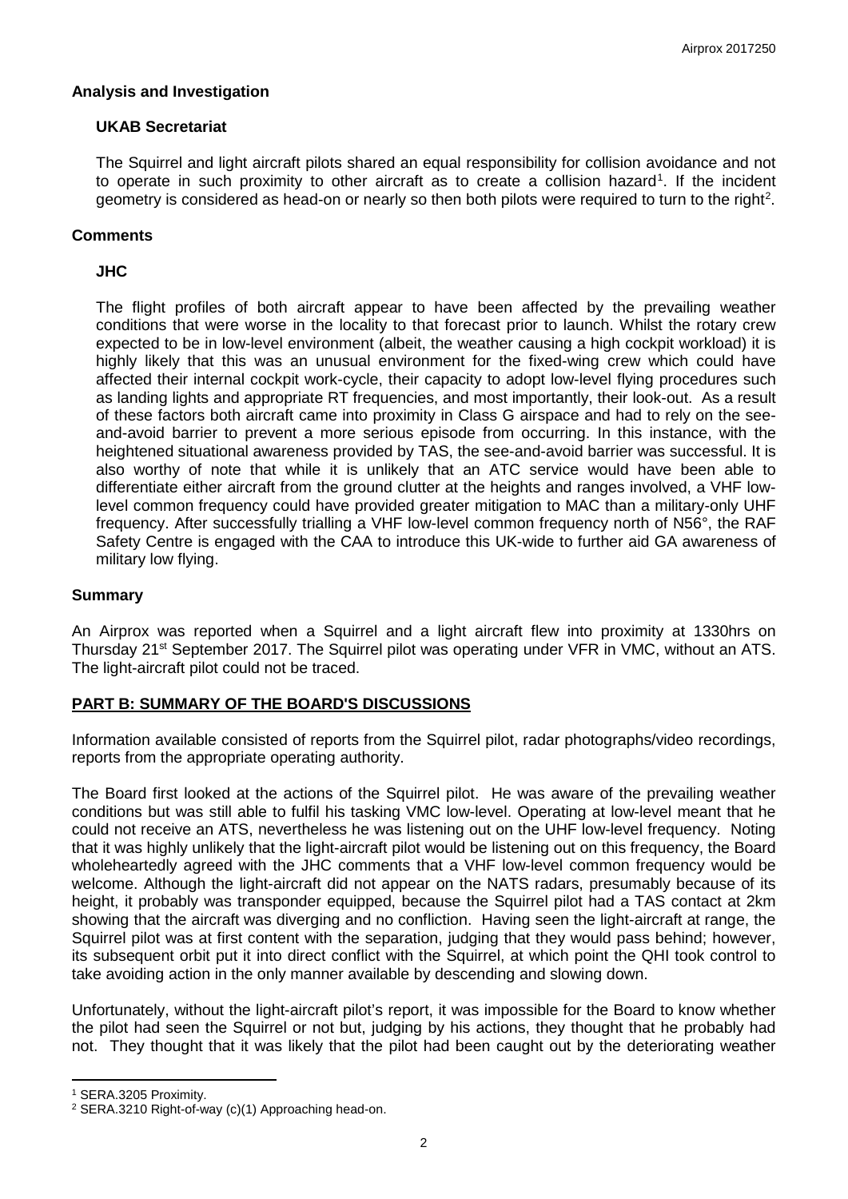## Analysis and Investigation

### UKAB Secretariat

The Squirrel and light aircraft pilots shared an equal responsibility for collision avoidance and not to operate in such proximity to other aircraft as to create a collision hazard[1]. If the incident geometry is considered as head-on or nearly so then both pilots were required to turn to the right[2].

## Comments

### JHC

The flight profiles of both aircraft appear to have been affected by the prevailing weather conditions that were worse in the locality to that forecast prior to launch. Whilst the rotary crew expected to be in low-level environment (albeit, the weather causing a high cockpit workload) it is highly likely that this was an unusual environment for the fixed-wing crew which could have affected their internal cockpit work-cycle, their capacity to adopt low-level flying procedures such as landing lights and appropriate RT frequencies, and most importantly, their look-out. As a result of these factors both aircraft came into proximity in Class G airspace and had to rely on the see-and-avoid barrier to prevent a more serious episode from occurring. In this instance, with the heightened situational awareness provided by TAS, the see-and-avoid barrier was successful. It is also worthy of note that while it is unlikely that an ATC service would have been able to differentiate either aircraft from the ground clutter at the heights and ranges involved, a VHF low-level common frequency could have provided greater mitigation to MAC than a military-only UHF frequency. After successfully trialling a VHF low-level common frequency north of N56°, the RAF Safety Centre is engaged with the CAA to introduce this UK-wide to further aid GA awareness of military low flying.

## Summary

An Airprox was reported when a Squirrel and a light aircraft flew into proximity at 1330hrs on Thursday 21st September 2017. The Squirrel pilot was operating under VFR in VMC, without an ATS. The light-aircraft pilot could not be traced.

## PART B: SUMMARY OF THE BOARD'S DISCUSSIONS

Information available consisted of reports from the Squirrel pilot, radar photographs/video recordings, reports from the appropriate operating authority.

The Board first looked at the actions of the Squirrel pilot. He was aware of the prevailing weather conditions but was still able to fulfil his tasking VMC low-level. Operating at low-level meant that he could not receive an ATS, nevertheless he was listening out on the UHF low-level frequency. Noting that it was highly unlikely that the light-aircraft pilot would be listening out on this frequency, the Board wholeheartedly agreed with the JHC comments that a VHF low-level common frequency would be welcome. Although the light-aircraft did not appear on the NATS radars, presumably because of its height, it probably was transponder equipped, because the Squirrel pilot had a TAS contact at 2km showing that the aircraft was diverging and no confliction. Having seen the light-aircraft at range, the Squirrel pilot was at first content with the separation, judging that they would pass behind; however, its subsequent orbit put it into direct conflict with the Squirrel, at which point the QHI took control to take avoiding action in the only manner available by descending and slowing down.

Unfortunately, without the light-aircraft pilot's report, it was impossible for the Board to know whether the pilot had seen the Squirrel or not but, judging by his actions, they thought that he probably had not. They thought that it was likely that the pilot had been caught out by the deteriorating weather

[1] SERA.3205 Proximity.

[2] SERA.3210 Right-of-way (c)(1) Approaching head-on.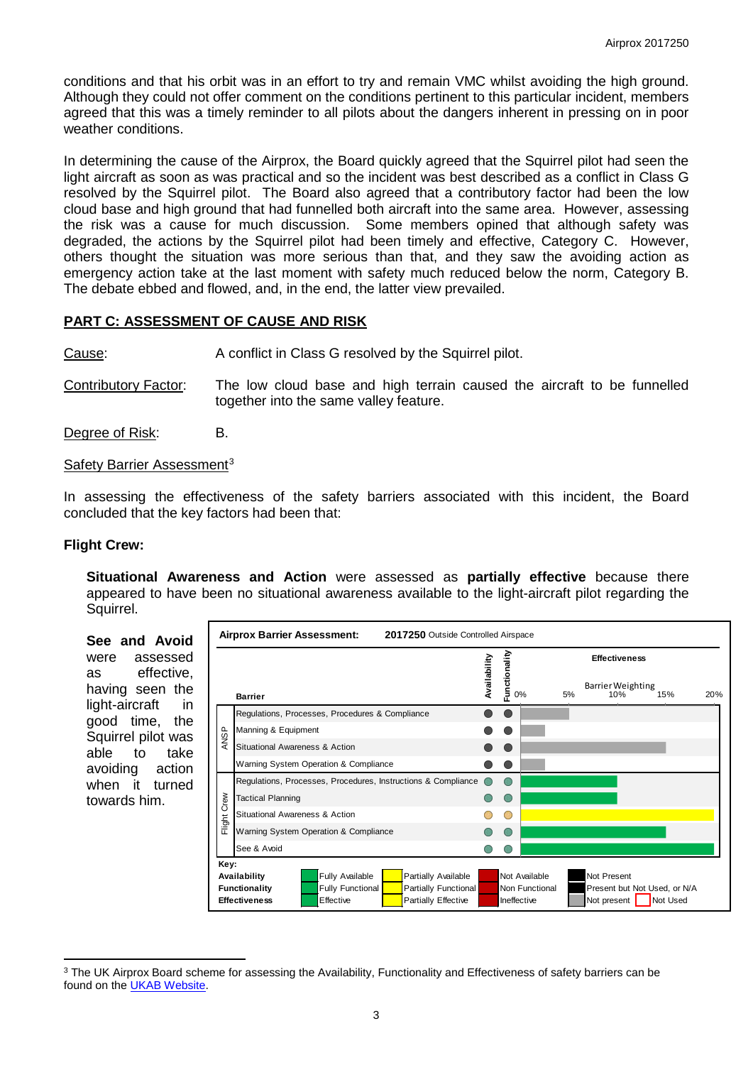conditions and that his orbit was in an effort to try and remain VMC whilst avoiding the high ground. Although they could not offer comment on the conditions pertinent to this particular incident, members agreed that this was a timely reminder to all pilots about the dangers inherent in pressing on in poor weather conditions.

In determining the cause of the Airprox, the Board quickly agreed that the Squirrel pilot had seen the light aircraft as soon as was practical and so the incident was best described as a conflict in Class G resolved by the Squirrel pilot. The Board also agreed that a contributory factor had been the low cloud base and high ground that had funnelled both aircraft into the same area. However, assessing the risk was a cause for much discussion. Some members opined that although safety was degraded, the actions by the Squirrel pilot had been timely and effective, Category C. However, others thought the situation was more serious than that, and they saw the avoiding action as emergency action take at the last moment with safety much reduced below the norm, Category B. The debate ebbed and flowed, and, in the end, the latter view prevailed.

## PART C: ASSESSMENT OF CAUSE AND RISK

Cause: A conflict in Class G resolved by the Squirrel pilot.

Contributory Factor: The low cloud base and high terrain caused the aircraft to be funnelled together into the same valley feature.

Degree of Risk: B.

Safety Barrier Assessment[3]

In assessing the effectiveness of the safety barriers associated with this incident, the Board concluded that the key factors had been that:

### Flight Crew:

**Situational Awareness and Action** were assessed as **partially effective** because there appeared to have been no situational awareness available to the light-aircraft pilot regarding the Squirrel.

**See and Avoid** were assessed as effective, having seen the light-aircraft in good time, the Squirrel pilot was able to take avoiding action when it turned towards him.

**Airprox Barrier Assessment:** 2017250 Outside Controlled Airspace

Availability
Functionality
Effectiveness
Barrier Weighting
0% 5% 10% 15% 20%

ANSP
Regulations, Processes, Procedures & Compliance
Manning & Equipment
Situational Awareness & Action
Warning System Operation & Compliance

Flight Crew
Regulations, Processes, Procedures, Instructions & Compliance
Tactical Planning
Situational Awareness & Action
Warning System Operation & Compliance
See & Avoid

Key:
Availability: Fully Available, Partially Available, Not Available, Not Present
Functionality: Fully Functional, Partially Functional, Non Functional, Present but Not Used, or N/A
Effectiveness: Effective, Partially Effective, Ineffective, Not present, Not Used

[3] The UK Airprox Board scheme for assessing the Availability, Functionality and Effectiveness of safety barriers can be found on the UKAB Website.